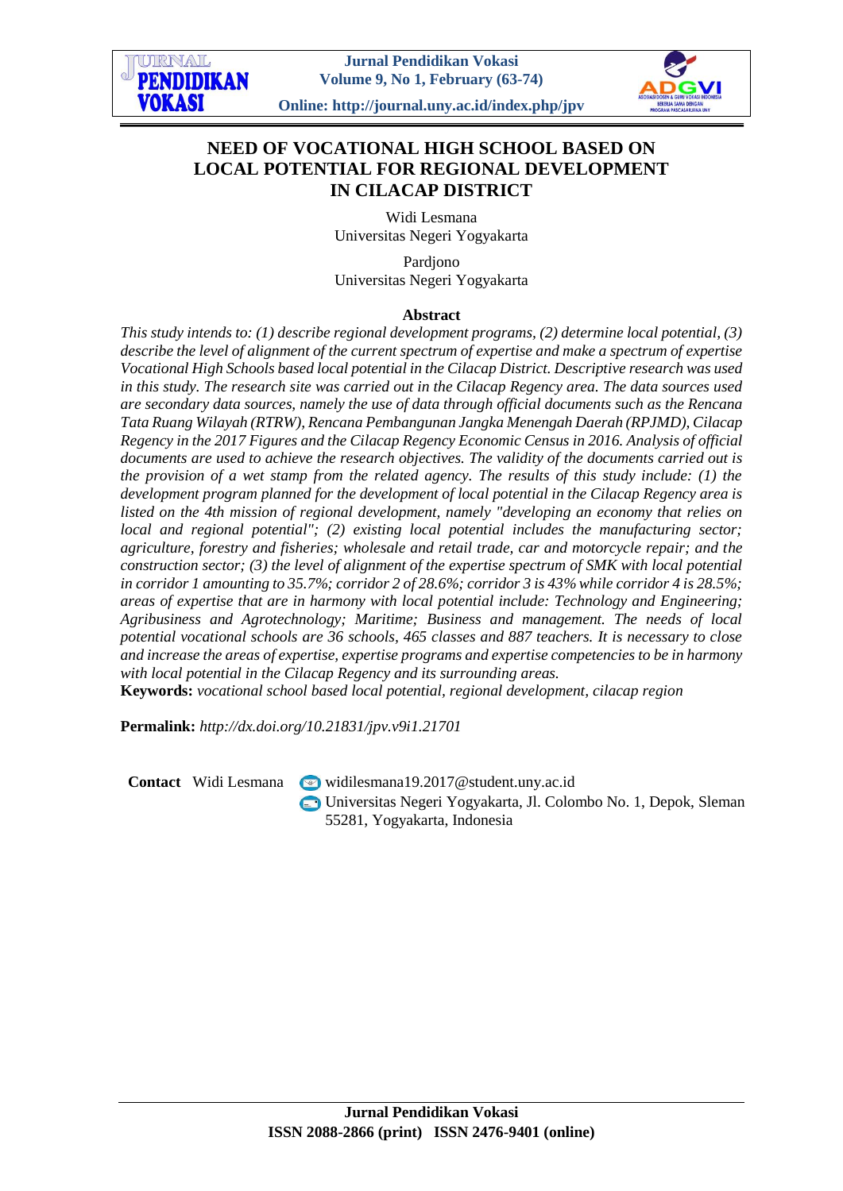# NEED OF VOCATIONAL HIGH SCHOOL BASED ON LOCAL POTENTIAL FOR REGIONAL DEVELOPMENT IN CILACAP DISTRICT

Widi Lesmana
Universitas Negeri Yogyakarta

Pardjono
Universitas Negeri Yogyakarta

**Abstract**

*This study intends to: (1) describe regional development programs, (2) determine local potential, (3) describe the level of alignment of the current spectrum of expertise and make a spectrum of expertise Vocational High Schools based local potential in the Cilacap District. Descriptive research was used in this study. The research site was carried out in the Cilacap Regency area. The data sources used are secondary data sources, namely the use of data through official documents such as the Rencana Tata Ruang Wilayah (RTRW), Rencana Pembangunan Jangka Menengah Daerah (RPJMD), Cilacap Regency in the 2017 Figures and the Cilacap Regency Economic Census in 2016. Analysis of official documents are used to achieve the research objectives. The validity of the documents carried out is the provision of a wet stamp from the related agency. The results of this study include: (1) the development program planned for the development of local potential in the Cilacap Regency area is listed on the 4th mission of regional development, namely "developing an economy that relies on local and regional potential"; (2) existing local potential includes the manufacturing sector; agriculture, forestry and fisheries; wholesale and retail trade, car and motorcycle repair; and the construction sector; (3) the level of alignment of the expertise spectrum of SMK with local potential in corridor 1 amounting to 35.7%; corridor 2 of 28.6%; corridor 3 is 43% while corridor 4 is 28.5%; areas of expertise that are in harmony with local potential include: Technology and Engineering; Agribusiness and Agrotechnology; Maritime; Business and management. The needs of local potential vocational schools are 36 schools, 465 classes and 887 teachers. It is necessary to close and increase the areas of expertise, expertise programs and expertise competencies to be in harmony with local potential in the Cilacap Regency and its surrounding areas.*

**Keywords:** *vocational school based local potential, regional development, cilacap region*

**Permalink:** *http://dx.doi.org/10.21831/jpv.v9i1.21701*

**Contact** Widi Lesmana widilesmana19.2017@student.uny.ac.id
Universitas Negeri Yogyakarta, Jl. Colombo No. 1, Depok, Sleman 55281, Yogyakarta, Indonesia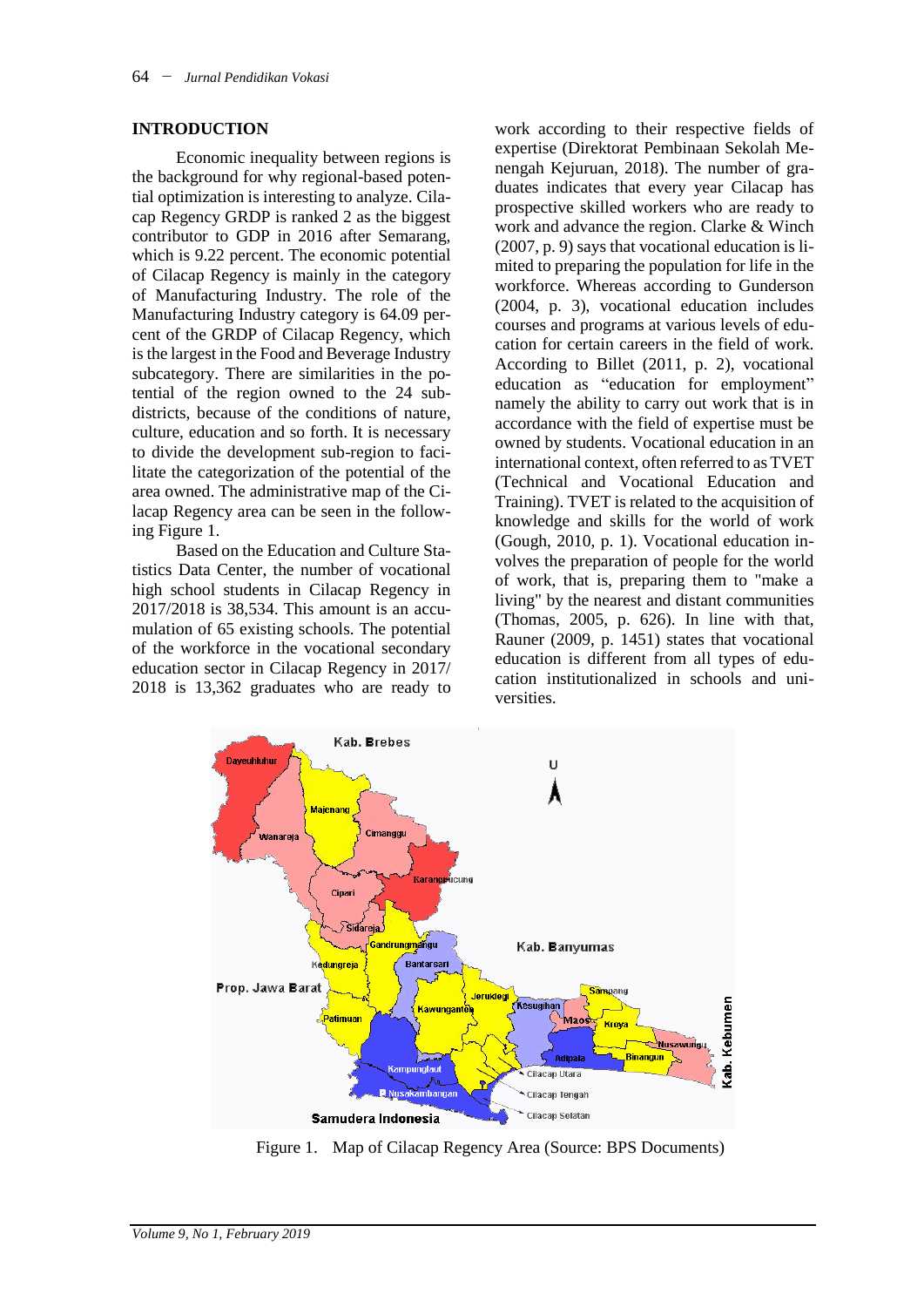## INTRODUCTION

Economic inequality between regions is the background for why regional-based potential optimization is interesting to analyze. Cilacap Regency GRDP is ranked 2 as the biggest contributor to GDP in 2016 after Semarang, which is 9.22 percent. The economic potential of Cilacap Regency is mainly in the category of Manufacturing Industry. The role of the Manufacturing Industry category is 64.09 percent of the GRDP of Cilacap Regency, which is the largest in the Food and Beverage Industry subcategory. There are similarities in the potential of the region owned to the 24 subdistricts, because of the conditions of nature, culture, education and so forth. It is necessary to divide the development sub-region to facilitate the categorization of the potential of the area owned. The administrative map of the Cilacap Regency area can be seen in the following Figure 1.

Based on the Education and Culture Statistics Data Center, the number of vocational high school students in Cilacap Regency in 2017/2018 is 38,534. This amount is an accumulation of 65 existing schools. The potential of the workforce in the vocational secondary education sector in Cilacap Regency in 2017/2018 is 13,362 graduates who are ready to work according to their respective fields of expertise (Direktorat Pembinaan Sekolah Menengah Kejuruan, 2018). The number of graduates indicates that every year Cilacap has prospective skilled workers who are ready to work and advance the region. Clarke & Winch (2007, p. 9) says that vocational education is limited to preparing the population for life in the workforce. Whereas according to Gunderson (2004, p. 3), vocational education includes courses and programs at various levels of education for certain careers in the field of work. According to Billet (2011, p. 2), vocational education as "education for employment" namely the ability to carry out work that is in accordance with the field of expertise must be owned by students. Vocational education in an international context, often referred to as TVET (Technical and Vocational Education and Training). TVET is related to the acquisition of knowledge and skills for the world of work (Gough, 2010, p. 1). Vocational education involves the preparation of people for the world of work, that is, preparing them to "make a living" by the nearest and distant communities (Thomas, 2005, p. 626). In line with that, Rauner (2009, p. 1451) states that vocational education is different from all types of education institutionalized in schools and universities.

Figure 1. Map of Cilacap Regency Area (Source: BPS Documents)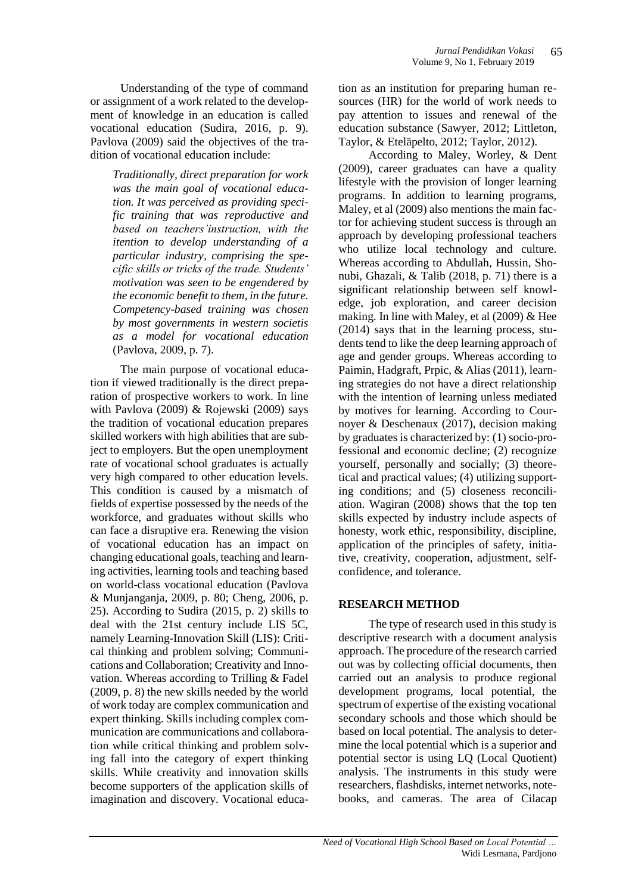Understanding of the type of command or assignment of a work related to the development of knowledge in an education is called vocational education (Sudira, 2016, p. 9). Pavlova (2009) said the objectives of the tradition of vocational education include:

> *Traditionally, direct preparation for work was the main goal of vocational education. It was perceived as providing specific training that was reproductive and based on teachers'instruction, with the itention to develop understanding of a particular industry, comprising the specific skills or tricks of the trade. Students' motivation was seen to be engendered by the economic benefit to them, in the future. Competency-based training was chosen by most governments in western societis as a model for vocational education* (Pavlova, 2009, p. 7).

The main purpose of vocational education if viewed traditionally is the direct preparation of prospective workers to work. In line with Pavlova (2009) & Rojewski (2009) says the tradition of vocational education prepares skilled workers with high abilities that are subject to employers. But the open unemployment rate of vocational school graduates is actually very high compared to other education levels. This condition is caused by a mismatch of fields of expertise possessed by the needs of the workforce, and graduates without skills who can face a disruptive era. Renewing the vision of vocational education has an impact on changing educational goals, teaching and learning activities, learning tools and teaching based on world-class vocational education (Pavlova & Munjanganja, 2009, p. 80; Cheng, 2006, p. 25). According to Sudira (2015, p. 2) skills to deal with the 21st century include LIS 5C, namely Learning-Innovation Skill (LIS): Critical thinking and problem solving; Communications and Collaboration; Creativity and Innovation. Whereas according to Trilling & Fadel (2009, p. 8) the new skills needed by the world of work today are complex communication and expert thinking. Skills including complex communication are communications and collaboration while critical thinking and problem solving fall into the category of expert thinking skills. While creativity and innovation skills become supporters of the application skills of imagination and discovery. Vocational education as an institution for preparing human resources (HR) for the world of work needs to pay attention to issues and renewal of the education substance (Sawyer, 2012; Littleton, Taylor, & Eteläpelto, 2012; Taylor, 2012).

According to Maley, Worley, & Dent (2009), career graduates can have a quality lifestyle with the provision of longer learning programs. In addition to learning programs, Maley, et al (2009) also mentions the main factor for achieving student success is through an approach by developing professional teachers who utilize local technology and culture. Whereas according to Abdullah, Hussin, Shonubi, Ghazali, & Talib (2018, p. 71) there is a significant relationship between self knowledge, job exploration, and career decision making. In line with Maley, et al (2009) & Hee (2014) says that in the learning process, students tend to like the deep learning approach of age and gender groups. Whereas according to Paimin, Hadgraft, Prpic, & Alias (2011), learning strategies do not have a direct relationship with the intention of learning unless mediated by motives for learning. According to Cournoyer & Deschenaux (2017), decision making by graduates is characterized by: (1) socio-professional and economic decline; (2) recognize yourself, personally and socially; (3) theoretical and practical values; (4) utilizing supporting conditions; and (5) closeness reconciliation. Wagiran (2008) shows that the top ten skills expected by industry include aspects of honesty, work ethic, responsibility, discipline, application of the principles of safety, initiative, creativity, cooperation, adjustment, self-confidence, and tolerance.

## RESEARCH METHOD

The type of research used in this study is descriptive research with a document analysis approach. The procedure of the research carried out was by collecting official documents, then carried out an analysis to produce regional development programs, local potential, the spectrum of expertise of the existing vocational secondary schools and those which should be based on local potential. The analysis to determine the local potential which is a superior and potential sector is using LQ (Local Quotient) analysis. The instruments in this study were researchers, flashdisks, internet networks, notebooks, and cameras. The area of Cilacap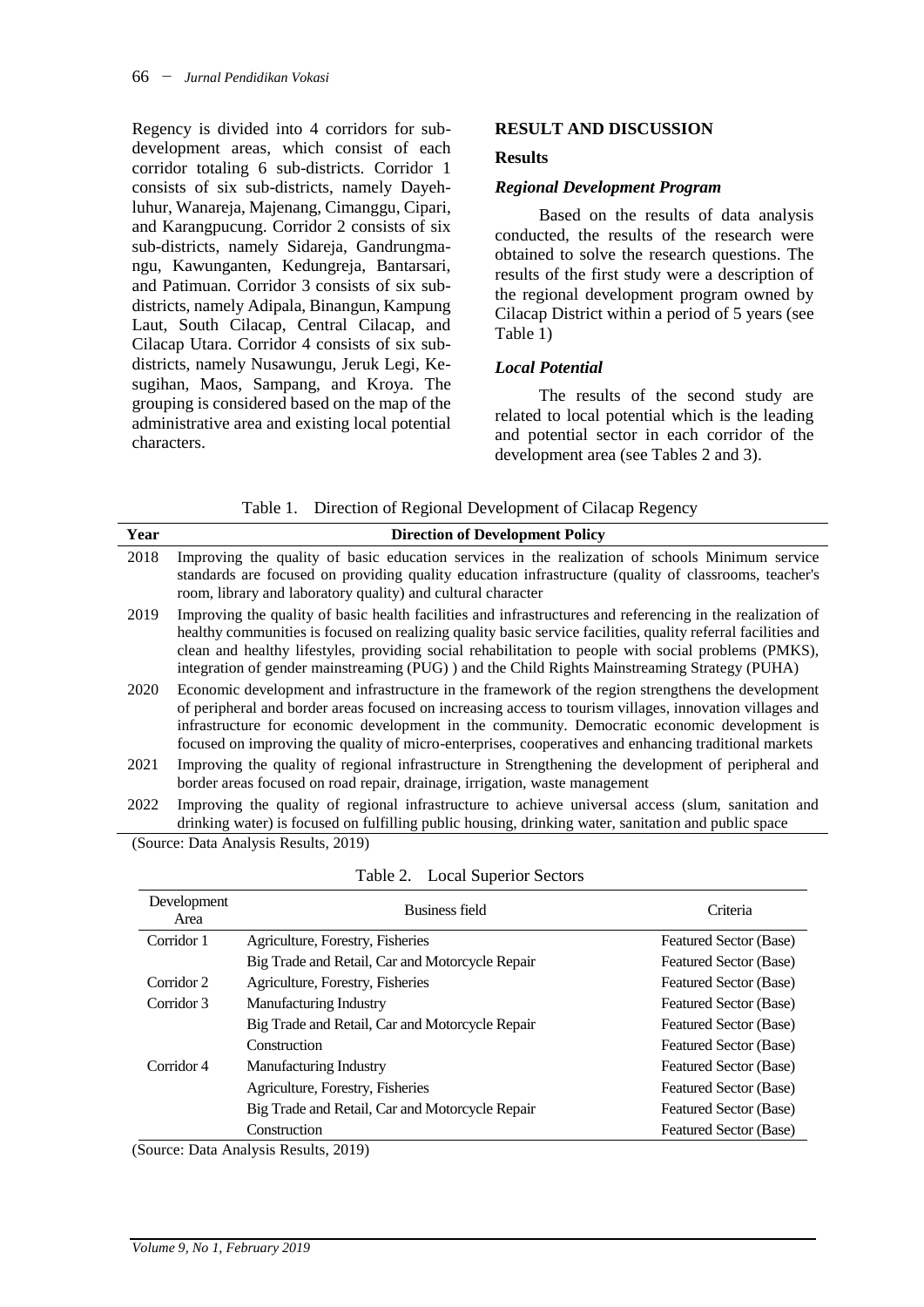Regency is divided into 4 corridors for sub-development areas, which consist of each corridor totaling 6 sub-districts. Corridor 1 consists of six sub-districts, namely Dayehluhur, Wanareja, Majenang, Cimanggu, Cipari, and Karangpucung. Corridor 2 consists of six sub-districts, namely Sidareja, Gandrungmangu, Kawunganten, Kedungreja, Bantarsari, and Patimuan. Corridor 3 consists of six sub-districts, namely Adipala, Binangun, Kampung Laut, South Cilacap, Central Cilacap, and Cilacap Utara. Corridor 4 consists of six sub-districts, namely Nusawungu, Jeruk Legi, Kesugihan, Maos, Sampang, and Kroya. The grouping is considered based on the map of the administrative area and existing local potential characters.

## RESULT AND DISCUSSION

### Results

#### *Regional Development Program*

Based on the results of data analysis conducted, the results of the research were obtained to solve the research questions. The results of the first study were a description of the regional development program owned by Cilacap District within a period of 5 years (see Table 1)

#### *Local Potential*

The results of the second study are related to local potential which is the leading and potential sector in each corridor of the development area (see Tables 2 and 3).

Table 1. Direction of Regional Development of Cilacap Regency

| Year | Direction of Development Policy |
|---|---|
| 2018 | Improving the quality of basic education services in the realization of schools Minimum service standards are focused on providing quality education infrastructure (quality of classrooms, teacher's room, library and laboratory quality) and cultural character |
| 2019 | Improving the quality of basic health facilities and infrastructures and referencing in the realization of healthy communities is focused on realizing quality basic service facilities, quality referral facilities and clean and healthy lifestyles, providing social rehabilitation to people with social problems (PMKS), integration of gender mainstreaming (PUG) ) and the Child Rights Mainstreaming Strategy (PUHA) |
| 2020 | Economic development and infrastructure in the framework of the region strengthens the development of peripheral and border areas focused on increasing access to tourism villages, innovation villages and infrastructure for economic development in the community. Democratic economic development is focused on improving the quality of micro-enterprises, cooperatives and enhancing traditional markets |
| 2021 | Improving the quality of regional infrastructure in Strengthening the development of peripheral and border areas focused on road repair, drainage, irrigation, waste management |
| 2022 | Improving the quality of regional infrastructure to achieve universal access (slum, sanitation and drinking water) is focused on fulfilling public housing, drinking water, sanitation and public space |

(Source: Data Analysis Results, 2019)

Table 2. Local Superior Sectors

| Development Area | Business field | Criteria |
|---|---|---|
| Corridor 1 | Agriculture, Forestry, Fisheries | Featured Sector (Base) |
| | Big Trade and Retail, Car and Motorcycle Repair | Featured Sector (Base) |
| Corridor 2 | Agriculture, Forestry, Fisheries | Featured Sector (Base) |
| Corridor 3 | Manufacturing Industry | Featured Sector (Base) |
| | Big Trade and Retail, Car and Motorcycle Repair | Featured Sector (Base) |
| | Construction | Featured Sector (Base) |
| Corridor 4 | Manufacturing Industry | Featured Sector (Base) |
| | Agriculture, Forestry, Fisheries | Featured Sector (Base) |
| | Big Trade and Retail, Car and Motorcycle Repair | Featured Sector (Base) |
| | Construction | Featured Sector (Base) |

(Source: Data Analysis Results, 2019)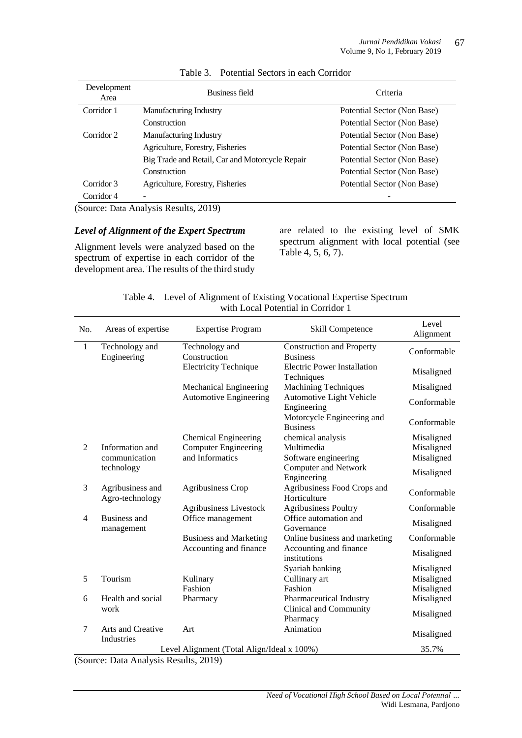Table 3. Potential Sectors in each Corridor

| Development Area | Business field | Criteria |
|---|---|---|
| Corridor 1 | Manufacturing Industry | Potential Sector (Non Base) |
| | Construction | Potential Sector (Non Base) |
| Corridor 2 | Manufacturing Industry | Potential Sector (Non Base) |
| | Agriculture, Forestry, Fisheries | Potential Sector (Non Base) |
| | Big Trade and Retail, Car and Motorcycle Repair | Potential Sector (Non Base) |
| | Construction | Potential Sector (Non Base) |
| Corridor 3 | Agriculture, Forestry, Fisheries | Potential Sector (Non Base) |
| Corridor 4 | - | - |

(Source: Data Analysis Results, 2019)

### *Level of Alignment of the Expert Spectrum*

Alignment levels were analyzed based on the spectrum of expertise in each corridor of the development area. The results of the third study are related to the existing level of SMK spectrum alignment with local potential (see Table 4, 5, 6, 7).

Table 4. Level of Alignment of Existing Vocational Expertise Spectrum with Local Potential in Corridor 1

| No. | Areas of expertise | Expertise Program | Skill Competence | Level Alignment |
|---|---|---|---|---|
| 1 | Technology and Engineering | Technology and Construction | Construction and Property Business | Conformable |
| | | Electricity Technique | Electric Power Installation Techniques | Misaligned |
| | | Mechanical Engineering | Machining Techniques | Misaligned |
| | | Automotive Engineering | Automotive Light Vehicle Engineering | Conformable |
| | | | Motorcycle Engineering and Business | Conformable |
| | | Chemical Engineering | chemical analysis | Misaligned |
| 2 | Information and communication technology | Computer Engineering and Informatics | Multimedia | Misaligned |
| | | | Software engineering | Misaligned |
| | | | Computer and Network Engineering | Misaligned |
| 3 | Agribusiness and Agro-technology | Agribusiness Crop | Agribusiness Food Crops and Horticulture | Conformable |
| | | Agribusiness Livestock | Agribusiness Poultry | Conformable |
| 4 | Business and management | Office management | Office automation and Governance | Misaligned |
| | | Business and Marketing | Online business and marketing | Conformable |
| | | Accounting and finance | Accounting and finance institutions | Misaligned |
| | | | Syariah banking | Misaligned |
| 5 | Tourism | Kulinary | Cullinary art | Misaligned |
| | | Fashion | Fashion | Misaligned |
| 6 | Health and social work | Pharmacy | Pharmaceutical Industry | Misaligned |
| | | | Clinical and Community Pharmacy | Misaligned |
| 7 | Arts and Creative Industries | Art | Animation | Misaligned |
| | | | Level Alignment (Total Align/Ideal x 100%) | 35.7% |

(Source: Data Analysis Results, 2019)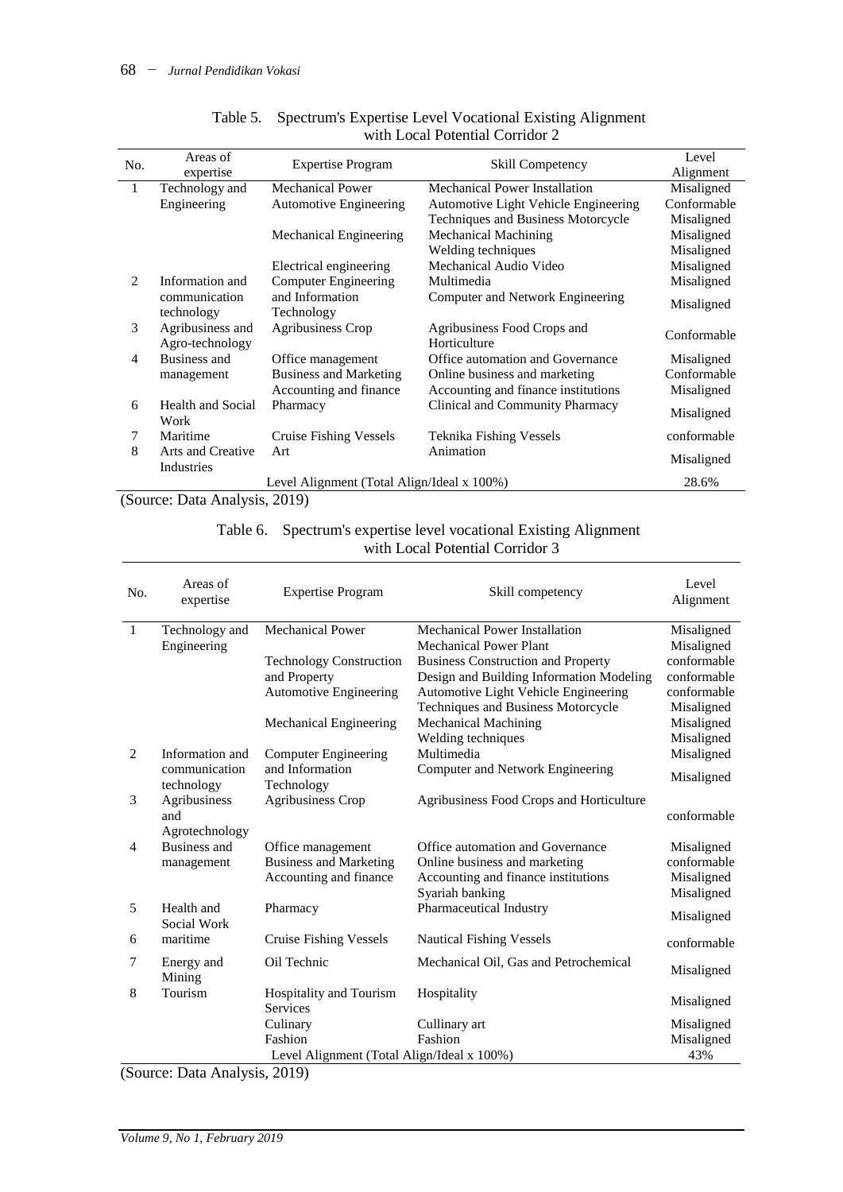Table 5. Spectrum's Expertise Level Vocational Existing Alignment with Local Potential Corridor 2

| No. | Areas of expertise | Expertise Program | Skill Competency | Level Alignment |
|---|---|---|---|---|
| 1 | Technology and Engineering | Mechanical Power | Mechanical Power Installation | Misaligned |
| | | Automotive Engineering | Automotive Light Vehicle Engineering | Conformable |
| | | | Techniques and Business Motorcycle | Misaligned |
| | | Mechanical Engineering | Mechanical Machining | Misaligned |
| | | | Welding techniques | Misaligned |
| | | Electrical engineering | Mechanical Audio Video | Misaligned |
| 2 | Information and communication technology | Computer Engineering | Multimedia | Misaligned |
| | | and Information Technology | Computer and Network Engineering | Misaligned |
| 3 | Agribusiness and Agro-technology | Agribusiness Crop | Agribusiness Food Crops and Horticulture | Conformable |
| 4 | Business and management | Office management | Office automation and Governance | Misaligned |
| | | Business and Marketing | Online business and marketing | Conformable |
| | | Accounting and finance | Accounting and finance institutions | Misaligned |
| 6 | Health and Social Work | Pharmacy | Clinical and Community Pharmacy | Misaligned |
| 7 | Maritime | Cruise Fishing Vessels | Teknika Fishing Vessels | conformable |
| 8 | Arts and Creative Industries | Art | Animation | Misaligned |
| | | Level Alignment (Total Align/Ideal x 100%) | | 28.6% |

(Source: Data Analysis, 2019)

Table 6. Spectrum's expertise level vocational Existing Alignment with Local Potential Corridor 3

| No. | Areas of expertise | Expertise Program | Skill competency | Level Alignment |
|---|---|---|---|---|
| 1 | Technology and Engineering | Mechanical Power | Mechanical Power Installation | Misaligned |
| | | | Mechanical Power Plant | Misaligned |
| | | Technology Construction and Property | Business Construction and Property | conformable |
| | | | Design and Building Information Modeling | conformable |
| | | Automotive Engineering | Automotive Light Vehicle Engineering | conformable |
| | | | Techniques and Business Motorcycle | Misaligned |
| | | Mechanical Engineering | Mechanical Machining | Misaligned |
| | | | Welding techniques | Misaligned |
| 2 | Information and communication technology | Computer Engineering | Multimedia | Misaligned |
| | | and Information Technology | Computer and Network Engineering | Misaligned |
| 3 | Agribusiness and Agrotechnology | Agribusiness Crop | Agribusiness Food Crops and Horticulture | conformable |
| 4 | Business and management | Office management | Office automation and Governance | Misaligned |
| | | Business and Marketing | Online business and marketing | conformable |
| | | Accounting and finance | Accounting and finance institutions | Misaligned |
| | | | Syariah banking | Misaligned |
| 5 | Health and Social Work | Pharmacy | Pharmaceutical Industry | Misaligned |
| 6 | maritime | Cruise Fishing Vessels | Nautical Fishing Vessels | conformable |
| 7 | Energy and Mining | Oil Technic | Mechanical Oil, Gas and Petrochemical | Misaligned |
| 8 | Tourism | Hospitality and Tourism Services | Hospitality | Misaligned |
| | | Culinary | Cullinary art | Misaligned |
| | | Fashion | Fashion | Misaligned |
| | | Level Alignment (Total Align/Ideal x 100%) | | 43% |

(Source: Data Analysis, 2019)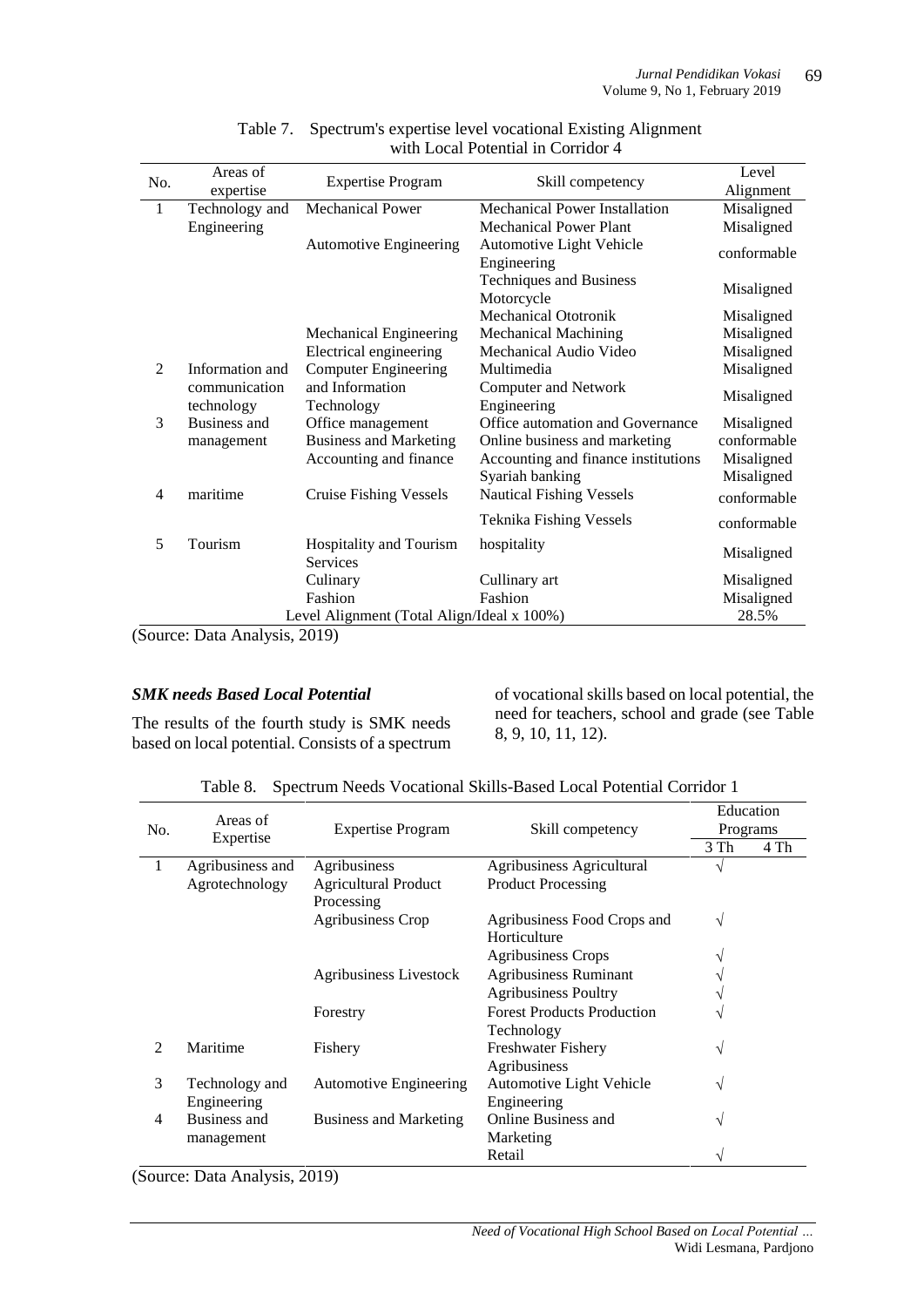Table 7. Spectrum's expertise level vocational Existing Alignment with Local Potential in Corridor 4

| No. | Areas of expertise | Expertise Program | Skill competency | Level Alignment |
|---|---|---|---|---|
| 1 | Technology and Engineering | Mechanical Power | Mechanical Power Installation | Misaligned |
| | | | Mechanical Power Plant | Misaligned |
| | | Automotive Engineering | Automotive Light Vehicle Engineering | conformable |
| | | | Techniques and Business Motorcycle | Misaligned |
| | | | Mechanical Ototronik | Misaligned |
| | | Mechanical Engineering | Mechanical Machining | Misaligned |
| | | Electrical engineering | Mechanical Audio Video | Misaligned |
| 2 | Information and communication technology | Computer Engineering and Information Technology | Multimedia | Misaligned |
| | | | Computer and Network Engineering | Misaligned |
| 3 | Business and management | Office management | Office automation and Governance | Misaligned |
| | | Business and Marketing | Online business and marketing | conformable |
| | | Accounting and finance | Accounting and finance institutions | Misaligned |
| | | | Syariah banking | Misaligned |
| 4 | maritime | Cruise Fishing Vessels | Nautical Fishing Vessels | conformable |
| | | | Teknika Fishing Vessels | conformable |
| 5 | Tourism | Hospitality and Tourism Services | hospitality | Misaligned |
| | | Culinary | Cullinary art | Misaligned |
| | | Fashion | Fashion | Misaligned |
| | | Level Alignment (Total Align/Ideal x 100%) | | 28.5% |

(Source: Data Analysis, 2019)

### *SMK needs Based Local Potential*

The results of the fourth study is SMK needs based on local potential. Consists of a spectrum of vocational skills based on local potential, the need for teachers, school and grade (see Table 8, 9, 10, 11, 12).

Table 8. Spectrum Needs Vocational Skills-Based Local Potential Corridor 1

| No. | Areas of Expertise | Expertise Program | Skill competency | Education Programs | |
|---|---|---|---|---|---|
| | | | | 3 Th | 4 Th |
| 1 | Agribusiness and Agrotechnology | Agribusiness Agricultural Product Processing | Agribusiness Agricultural Product Processing | √ | |
| | | Agribusiness Crop | Agribusiness Food Crops and Horticulture | √ | |
| | | | Agribusiness Crops | √ | |
| | | Agribusiness Livestock | Agribusiness Ruminant | √ | |
| | | | Agribusiness Poultry | √ | |
| | | Forestry | Forest Products Production Technology | √ | |
| 2 | Maritime | Fishery | Freshwater Fishery Agribusiness | √ | |
| 3 | Technology and Engineering | Automotive Engineering | Automotive Light Vehicle Engineering | √ | |
| 4 | Business and management | Business and Marketing | Online Business and Marketing | √ | |
| | | | Retail | √ | |

(Source: Data Analysis, 2019)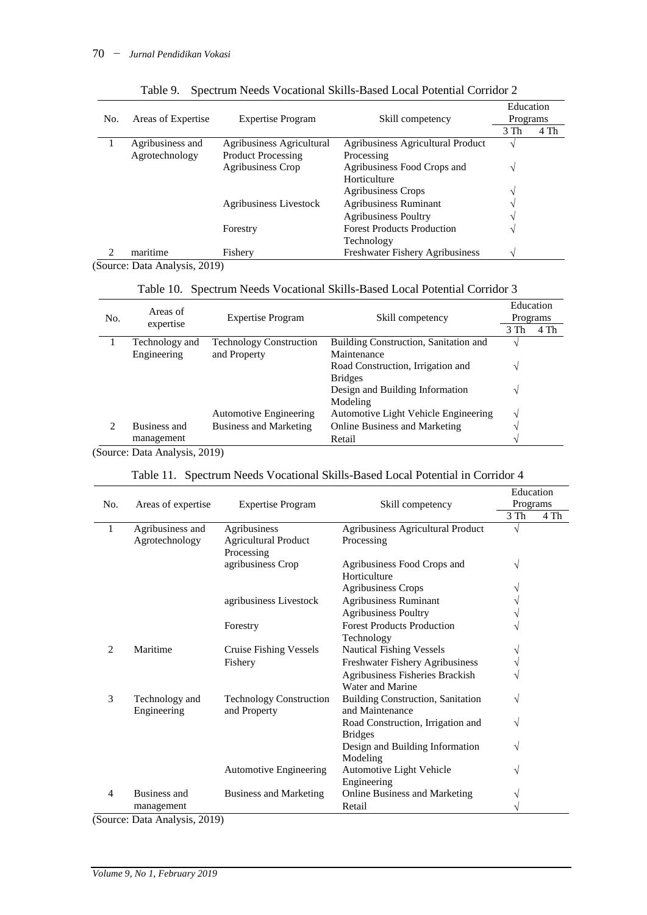Table 9. Spectrum Needs Vocational Skills-Based Local Potential Corridor 2

| No. | Areas of Expertise | Expertise Program | Skill competency | Education Programs | |
|---|---|---|---|---|---|
| | | | | 3 Th | 4 Th |
| 1 | Agribusiness and Agrotechnology | Agribusiness Agricultural Product Processing | Agribusiness Agricultural Product Processing | √ | |
| | | Agribusiness Crop | Agribusiness Food Crops and Horticulture | √ | |
| | | | Agribusiness Crops | √ | |
| | | Agribusiness Livestock | Agribusiness Ruminant | √ | |
| | | | Agribusiness Poultry | √ | |
| | | Forestry | Forest Products Production Technology | √ | |
| 2 | maritime | Fishery | Freshwater Fishery Agribusiness | √ | |

(Source: Data Analysis, 2019)

Table 10. Spectrum Needs Vocational Skills-Based Local Potential Corridor 3

| No. | Areas of expertise | Expertise Program | Skill competency | Education Programs | |
|---|---|---|---|---|---|
| | | | | 3 Th | 4 Th |
| 1 | Technology and Engineering | Technology Construction and Property | Building Construction, Sanitation and Maintenance | √ | |
| | | | Road Construction, Irrigation and Bridges | √ | |
| | | | Design and Building Information Modeling | √ | |
| | | Automotive Engineering | Automotive Light Vehicle Engineering | √ | |
| 2 | Business and management | Business and Marketing | Online Business and Marketing | √ | |
| | | | Retail | √ | |

(Source: Data Analysis, 2019)

Table 11. Spectrum Needs Vocational Skills-Based Local Potential in Corridor 4

| No. | Areas of expertise | Expertise Program | Skill competency | Education Programs | |
|---|---|---|---|---|---|
| | | | | 3 Th | 4 Th |
| 1 | Agribusiness and Agrotechnology | Agribusiness Agricultural Product Processing | Agribusiness Agricultural Product Processing | √ | |
| | | agribusiness Crop | Agribusiness Food Crops and Horticulture | √ | |
| | | | Agribusiness Crops | √ | |
| | | agribusiness Livestock | Agribusiness Ruminant | √ | |
| | | | Agribusiness Poultry | √ | |
| | | Forestry | Forest Products Production Technology | √ | |
| 2 | Maritime | Cruise Fishing Vessels | Nautical Fishing Vessels | √ | |
| | | Fishery | Freshwater Fishery Agribusiness | √ | |
| | | | Agribusiness Fisheries Brackish Water and Marine | √ | |
| 3 | Technology and Engineering | Technology Construction and Property | Building Construction, Sanitation and Maintenance | √ | |
| | | | Road Construction, Irrigation and Bridges | √ | |
| | | | Design and Building Information Modeling | √ | |
| | | Automotive Engineering | Automotive Light Vehicle Engineering | √ | |
| 4 | Business and management | Business and Marketing | Online Business and Marketing | √ | |
| | | | Retail | √ | |

(Source: Data Analysis, 2019)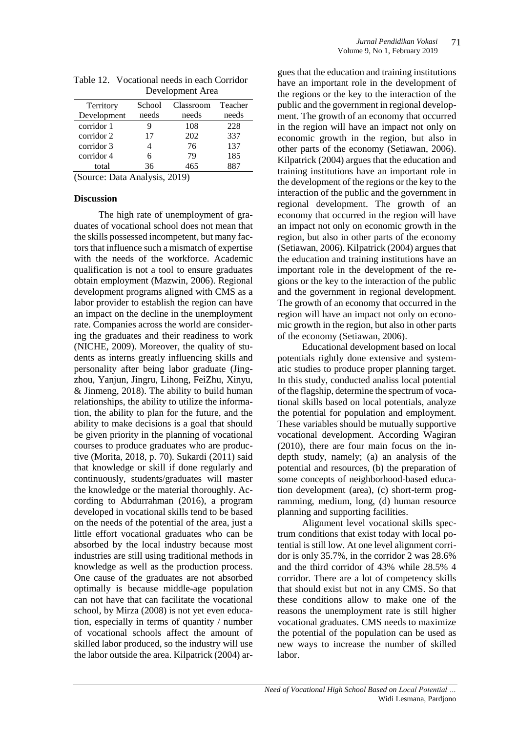Table 12. Vocational needs in each Corridor Development Area

| Territory Development | School needs | Classroom needs | Teacher needs |
|---|---|---|---|
| corridor 1 | 9 | 108 | 228 |
| corridor 2 | 17 | 202 | 337 |
| corridor 3 | 4 | 76 | 137 |
| corridor 4 | 6 | 79 | 185 |
| total | 36 | 465 | 887 |

(Source: Data Analysis, 2019)

**Discussion**

The high rate of unemployment of graduates of vocational school does not mean that the skills possessed incompetent, but many factors that influence such a mismatch of expertise with the needs of the workforce. Academic qualification is not a tool to ensure graduates obtain employment (Mazwin, 2006). Regional development programs aligned with CMS as a labor provider to establish the region can have an impact on the decline in the unemployment rate. Companies across the world are considering the graduates and their readiness to work (NICHE, 2009). Moreover, the quality of students as interns greatly influencing skills and personality after being labor graduate (Jingzhou, Yanjun, Jingru, Lihong, FeiZhu, Xinyu, & Jinmeng, 2018). The ability to build human relationships, the ability to utilize the information, the ability to plan for the future, and the ability to make decisions is a goal that should be given priority in the planning of vocational courses to produce graduates who are productive (Morita, 2018, p. 70). Sukardi (2011) said that knowledge or skill if done regularly and continuously, students/graduates will master the knowledge or the material thoroughly. According to Abdurrahman (2016), a program developed in vocational skills tend to be based on the needs of the potential of the area, just a little effort vocational graduates who can be absorbed by the local industry because most industries are still using traditional methods in knowledge as well as the production process. One cause of the graduates are not absorbed optimally is because middle-age population can not have that can facilitate the vocational school, by Mirza (2008) is not yet even education, especially in terms of quantity / number of vocational schools affect the amount of skilled labor produced, so the industry will use the labor outside the area. Kilpatrick (2004) argues that the education and training institutions have an important role in the development of the regions or the key to the interaction of the public and the government in regional development. The growth of an economy that occurred in the region will have an impact not only on economic growth in the region, but also in other parts of the economy (Setiawan, 2006). Kilpatrick (2004) argues that the education and training institutions have an important role in the development of the regions or the key to the interaction of the public and the government in regional development. The growth of an economy that occurred in the region will have an impact not only on economic growth in the region, but also in other parts of the economy (Setiawan, 2006). Kilpatrick (2004) argues that the education and training institutions have an important role in the development of the regions or the key to the interaction of the public and the government in regional development. The growth of an economy that occurred in the region will have an impact not only on economic growth in the region, but also in other parts of the economy (Setiawan, 2006).

Educational development based on local potentials rightly done extensive and systematic studies to produce proper planning target. In this study, conducted analiss local potential of the flagship, determine the spectrum of vocational skills based on local potentials, analyze the potential for population and employment. These variables should be mutually supportive vocational development. According Wagiran (2010), there are four main focus on the in-depth study, namely; (a) an analysis of the potential and resources, (b) the preparation of some concepts of neighborhood-based education development (area), (c) short-term programming, medium, long, (d) human resource planning and supporting facilities.

Alignment level vocational skills spectrum conditions that exist today with local potential is still low. At one level alignment corridor is only 35.7%, in the corridor 2 was 28.6% and the third corridor of 43% while 28.5% 4 corridor. There are a lot of competency skills that should exist but not in any CMS. So that these conditions allow to make one of the reasons the unemployment rate is still higher vocational graduates. CMS needs to maximize the potential of the population can be used as new ways to increase the number of skilled labor.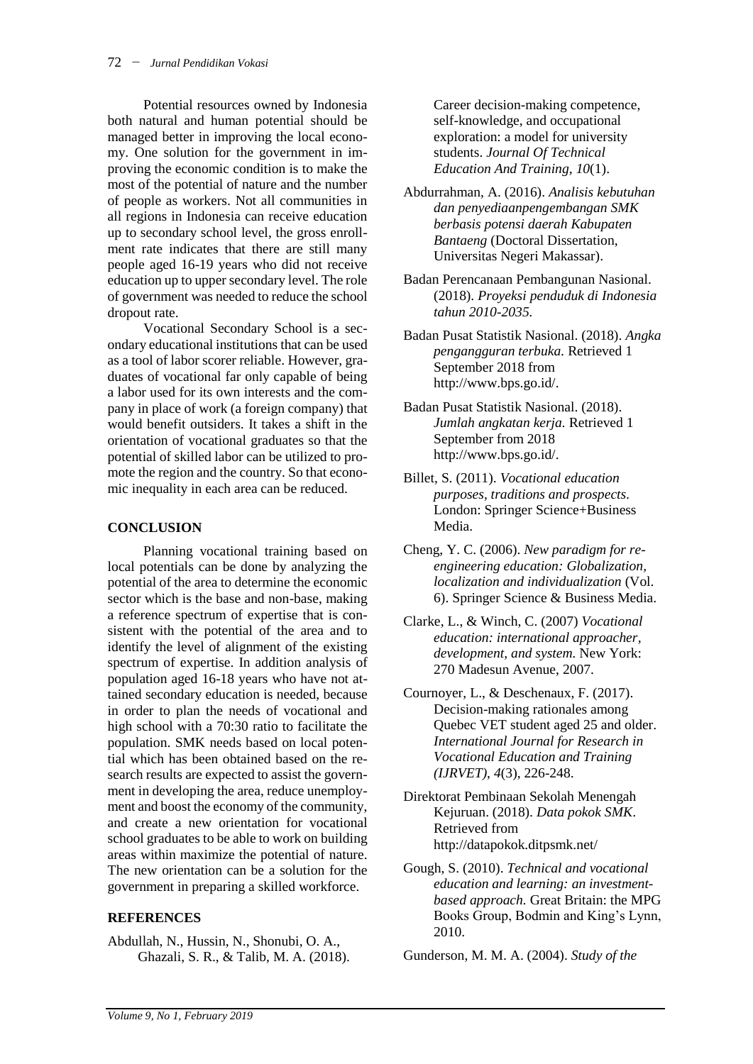Potential resources owned by Indonesia both natural and human potential should be managed better in improving the local economy. One solution for the government in improving the economic condition is to make the most of the potential of nature and the number of people as workers. Not all communities in all regions in Indonesia can receive education up to secondary school level, the gross enrollment rate indicates that there are still many people aged 16-19 years who did not receive education up to upper secondary level. The role of government was needed to reduce the school dropout rate.

Vocational Secondary School is a secondary educational institutions that can be used as a tool of labor scorer reliable. However, graduates of vocational far only capable of being a labor used for its own interests and the company in place of work (a foreign company) that would benefit outsiders. It takes a shift in the orientation of vocational graduates so that the potential of skilled labor can be utilized to promote the region and the country. So that economic inequality in each area can be reduced.

## CONCLUSION

Planning vocational training based on local potentials can be done by analyzing the potential of the area to determine the economic sector which is the base and non-base, making a reference spectrum of expertise that is consistent with the potential of the area and to identify the level of alignment of the existing spectrum of expertise. In addition analysis of population aged 16-18 years who have not attained secondary education is needed, because in order to plan the needs of vocational and high school with a 70:30 ratio to facilitate the population. SMK needs based on local potential which has been obtained based on the research results are expected to assist the government in developing the area, reduce unemployment and boost the economy of the community, and create a new orientation for vocational school graduates to be able to work on building areas within maximize the potential of nature. The new orientation can be a solution for the government in preparing a skilled workforce.

## REFERENCES

Abdullah, N., Hussin, N., Shonubi, O. A., Ghazali, S. R., & Talib, M. A. (2018). Career decision-making competence, self-knowledge, and occupational exploration: a model for university students. *Journal Of Technical Education And Training, 10*(1).

Abdurrahman, A. (2016). *Analisis kebutuhan dan penyediaanpengembangan SMK berbasis potensi daerah Kabupaten Bantaeng* (Doctoral Dissertation, Universitas Negeri Makassar).

Badan Perencanaan Pembangunan Nasional. (2018). *Proyeksi penduduk di Indonesia tahun 2010-2035.*

Badan Pusat Statistik Nasional. (2018). *Angka pengangguran terbuka.* Retrieved 1 September 2018 from http://www.bps.go.id/.

Badan Pusat Statistik Nasional. (2018). *Jumlah angkatan kerja.* Retrieved 1 September from 2018 http://www.bps.go.id/.

Billet, S. (2011). *Vocational education purposes, traditions and prospects*. London: Springer Science+Business Media.

Cheng, Y. C. (2006). *New paradigm for re-engineering education: Globalization, localization and individualization* (Vol. 6). Springer Science & Business Media.

Clarke, L., & Winch, C. (2007) *Vocational education: international approacher, development, and system.* New York: 270 Madesun Avenue, 2007.

Cournoyer, L., & Deschenaux, F. (2017). Decision-making rationales among Quebec VET student aged 25 and older. *International Journal for Research in Vocational Education and Training (IJRVET)*, *4*(3), 226-248.

Direktorat Pembinaan Sekolah Menengah Kejuruan. (2018). *Data pokok SMK*. Retrieved from http://datapokok.ditpsmk.net/

Gough, S. (2010). *Technical and vocational education and learning: an investment-based approach.* Great Britain: the MPG Books Group, Bodmin and King's Lynn, 2010.

Gunderson, M. M. A. (2004). *Study of the*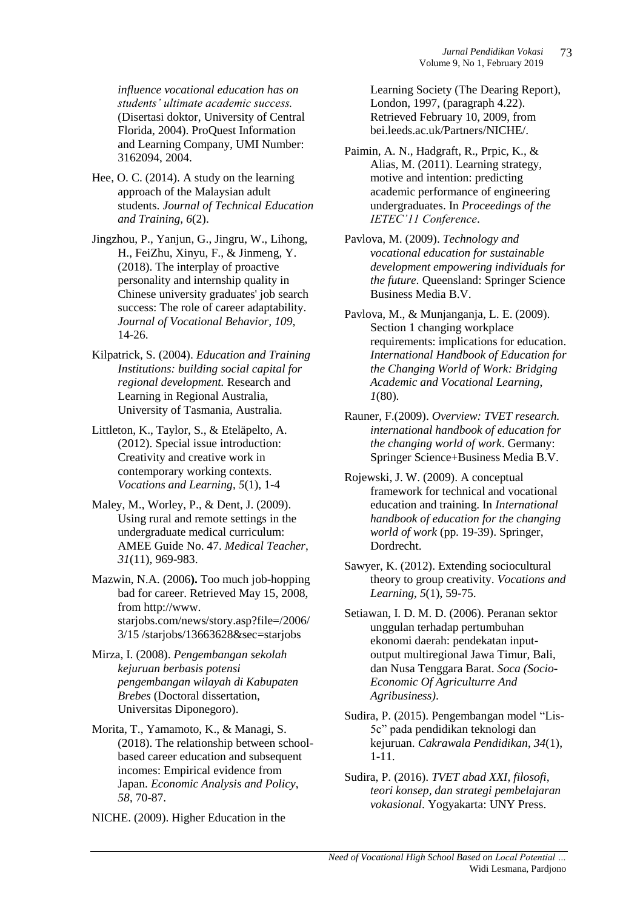*influence vocational education has on students' ultimate academic success.* (Disertasi doktor, University of Central Florida, 2004). ProQuest Information and Learning Company, UMI Number: 3162094, 2004.

Hee, O. C. (2014). A study on the learning approach of the Malaysian adult students. *Journal of Technical Education and Training*, *6*(2).

Jingzhou, P., Yanjun, G., Jingru, W., Lihong, H., FeiZhu, Xinyu, F., & Jinmeng, Y. (2018). The interplay of proactive personality and internship quality in Chinese university graduates' job search success: The role of career adaptability. *Journal of Vocational Behavior*, *109*, 14-26.

Kilpatrick, S. (2004). *Education and Training Institutions: building social capital for regional development.* Research and Learning in Regional Australia, University of Tasmania, Australia.

Littleton, K., Taylor, S., & Eteläpelto, A. (2012). Special issue introduction: Creativity and creative work in contemporary working contexts. *Vocations and Learning*, *5*(1), 1-4

Maley, M., Worley, P., & Dent, J. (2009). Using rural and remote settings in the undergraduate medical curriculum: AMEE Guide No. 47. *Medical Teacher*, *31*(11), 969-983.

Mazwin, N.A. (2006**).** Too much job-hopping bad for career. Retrieved May 15, 2008, from http://www. starjobs.com/news/story.asp?file=/2006/ 3/15 /starjobs/13663628&sec=starjobs

Mirza, I. (2008). *Pengembangan sekolah kejuruan berbasis potensi pengembangan wilayah di Kabupaten Brebes* (Doctoral dissertation, Universitas Diponegoro).

Morita, T., Yamamoto, K., & Managi, S. (2018). The relationship between school-based career education and subsequent incomes: Empirical evidence from Japan. *Economic Analysis and Policy*, *58*, 70-87.

NICHE. (2009). Higher Education in the Learning Society (The Dearing Report), London, 1997, (paragraph 4.22). Retrieved February 10, 2009, from bei.leeds.ac.uk/Partners/NICHE/.

Paimin, A. N., Hadgraft, R., Prpic, K., & Alias, M. (2011). Learning strategy, motive and intention: predicting academic performance of engineering undergraduates. In *Proceedings of the IETEC'11 Conference*.

Pavlova, M. (2009). *Technology and vocational education for sustainable development empowering individuals for the future.* Queensland: Springer Science Business Media B.V.

Pavlova, M., & Munjanganja, L. E. (2009). Section 1 changing workplace requirements: implications for education. *International Handbook of Education for the Changing World of Work: Bridging Academic and Vocational Learning*, *1*(80).

Rauner, F.(2009). *Overview: TVET research. international handbook of education for the changing world of work*. Germany: Springer Science+Business Media B.V.

Rojewski, J. W. (2009). A conceptual framework for technical and vocational education and training. In *International handbook of education for the changing world of work* (pp. 19-39). Springer, Dordrecht.

Sawyer, K. (2012). Extending sociocultural theory to group creativity. *Vocations and Learning*, *5*(1), 59-75.

Setiawan, I. D. M. D. (2006). Peranan sektor unggulan terhadap pertumbuhan ekonomi daerah: pendekatan input-output multiregional Jawa Timur, Bali, dan Nusa Tenggara Barat. *Soca (Socio-Economic Of Agriculturre And Agribusiness)*.

Sudira, P. (2015). Pengembangan model "Lis-5c" pada pendidikan teknologi dan kejuruan. *Cakrawala Pendidikan*, *34*(1), 1-11.

Sudira, P. (2016). *TVET abad XXI, filosofi, teori konsep, dan strategi pembelajaran vokasional.* Yogyakarta: UNY Press.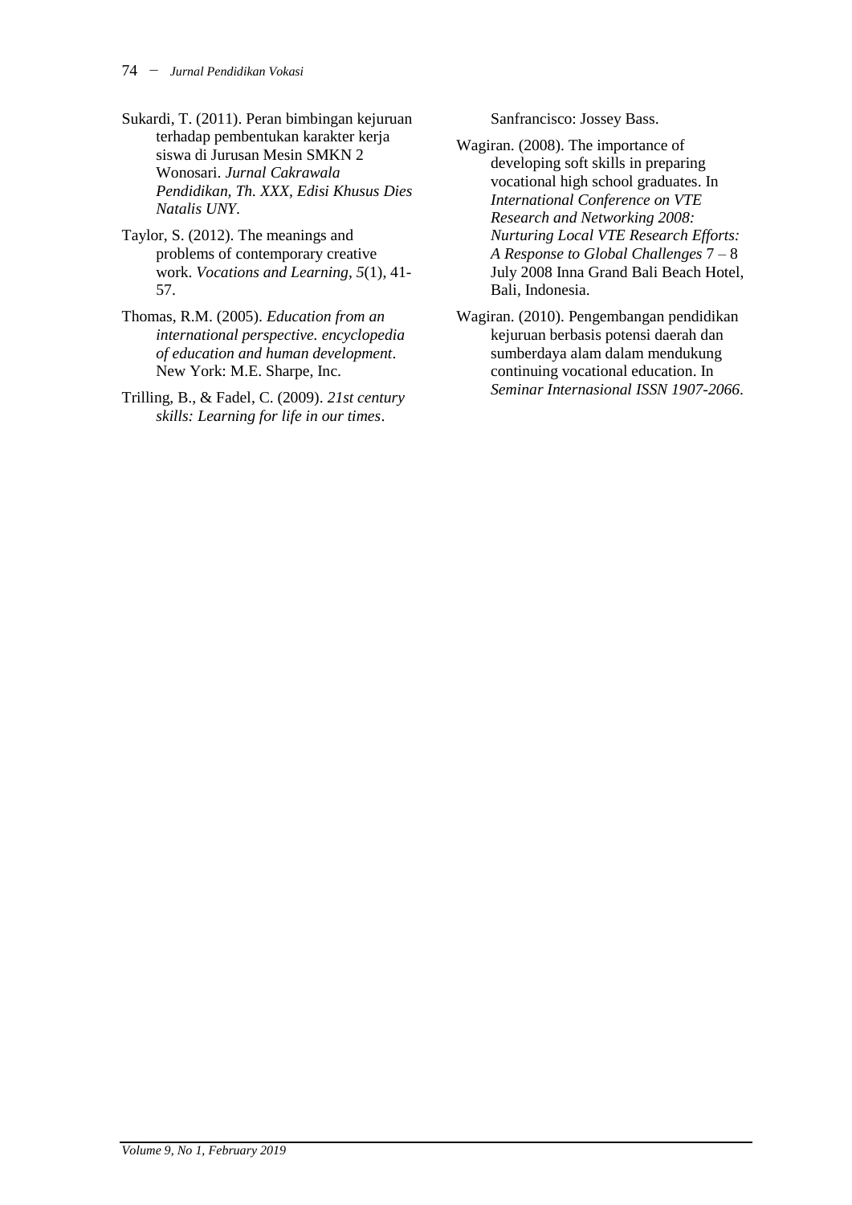Sukardi, T. (2011). Peran bimbingan kejuruan terhadap pembentukan karakter kerja siswa di Jurusan Mesin SMKN 2 Wonosari. *Jurnal Cakrawala Pendidikan, Th. XXX, Edisi Khusus Dies Natalis UNY*.

Taylor, S. (2012). The meanings and problems of contemporary creative work. *Vocations and Learning*, *5*(1), 41-57.

Thomas, R.M. (2005). *Education from an international perspective. encyclopedia of education and human development*. New York: M.E. Sharpe, Inc.

Trilling, B., & Fadel, C. (2009). *21st century skills: Learning for life in our times*. Sanfrancisco: Jossey Bass.

Wagiran. (2008). The importance of developing soft skills in preparing vocational high school graduates. In *International Conference on VTE Research and Networking 2008: Nurturing Local VTE Research Efforts: A Response to Global Challenges* 7 – 8 July 2008 Inna Grand Bali Beach Hotel, Bali, Indonesia.

Wagiran. (2010). Pengembangan pendidikan kejuruan berbasis potensi daerah dan sumberdaya alam dalam mendukung continuing vocational education. In *Seminar Internasional ISSN 1907-2066*.